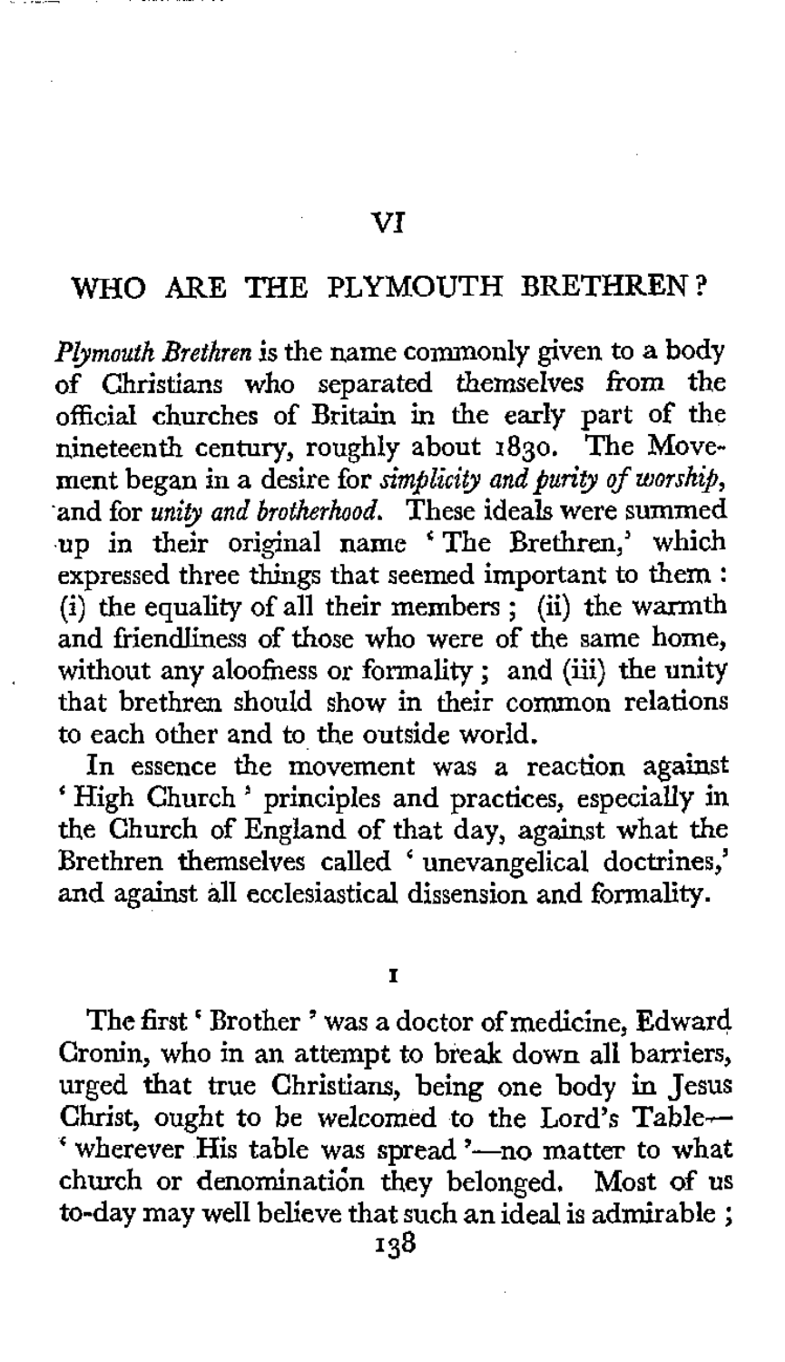# VI

## WHO ARE THE PLYMOUTH BRETHREN?

*Plymouth Brethren* is the name commonly given to a body of Christians who separated themselves from the official churches of Britain in the early part of the nineteenth century, roughly about 1830. The Movement began in a desire for *simplicity and purity of worship*, and for *unity and brotherhood*. These ideals were summed up in their original name 'The Brethren,' which expressed three things that seemed important to them: (i) the equality of all their members; (ii) the warmth and friendliness of those who were of the same home, without any aloofness or formality; and (iii) the unity that brethren should show in their common relations to each other and to the outside world.

In essence the movement was a reaction against 'High Church' principles and practices, especially in the Church of England of that day, against what the Brethren themselves called 'unevangelical doctrines,' and against all ecclesiastical dissension and formality.

### I

The first 'Brother' was a doctor of medicine, Edward Cronin, who in an attempt to break down all barriers, urged that true Christians, being one body in Jesus Christ, ought to be welcomed to the Lord's Table—'wherever His table was spread'—no matter to what church or denomination they belonged. Most of us to-day may well believe that such an ideal is admirable;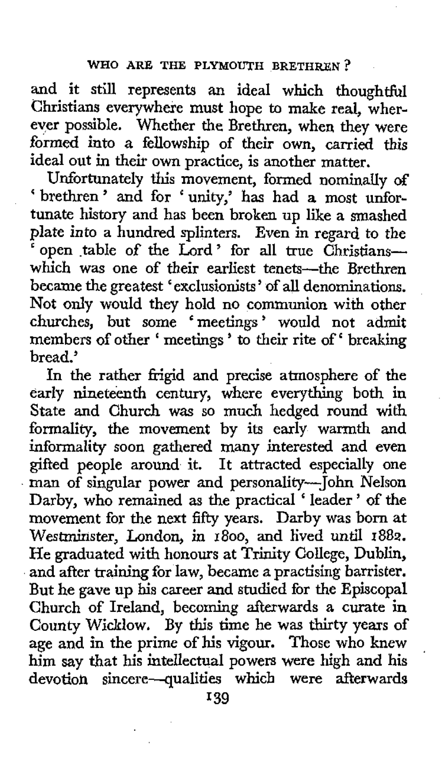and it still represents an ideal which thoughtful Christians everywhere must hope to make real, wherever possible. Whether the Brethren, when they were formed into a fellowship of their own, carried this ideal out in their own practice, is another matter.

Unfortunately this movement, formed nominally of 'brethren' and for 'unity,' has had a most unfortunate history and has been broken up like a smashed plate into a hundred splinters. Even in regard to the 'open table of the Lord' for all true Christians—which was one of their earliest tenets—the Brethren became the greatest 'exclusionists' of all denominations. Not only would they hold no communion with other churches, but some 'meetings' would not admit members of other 'meetings' to their rite of 'breaking bread.'

In the rather frigid and precise atmosphere of the early nineteenth century, where everything both in State and Church was so much hedged round with formality, the movement by its early warmth and informality soon gathered many interested and even gifted people around it. It attracted especially one man of singular power and personality—John Nelson Darby, who remained as the practical 'leader' of the movement for the next fifty years. Darby was born at Westminster, London, in 1800, and lived until 1882. He graduated with honours at Trinity College, Dublin, and after training for law, became a practising barrister. But he gave up his career and studied for the Episcopal Church of Ireland, becoming afterwards a curate in County Wicklow. By this time he was thirty years of age and in the prime of his vigour. Those who knew him say that his intellectual powers were high and his devotion sincere—qualities which were afterwards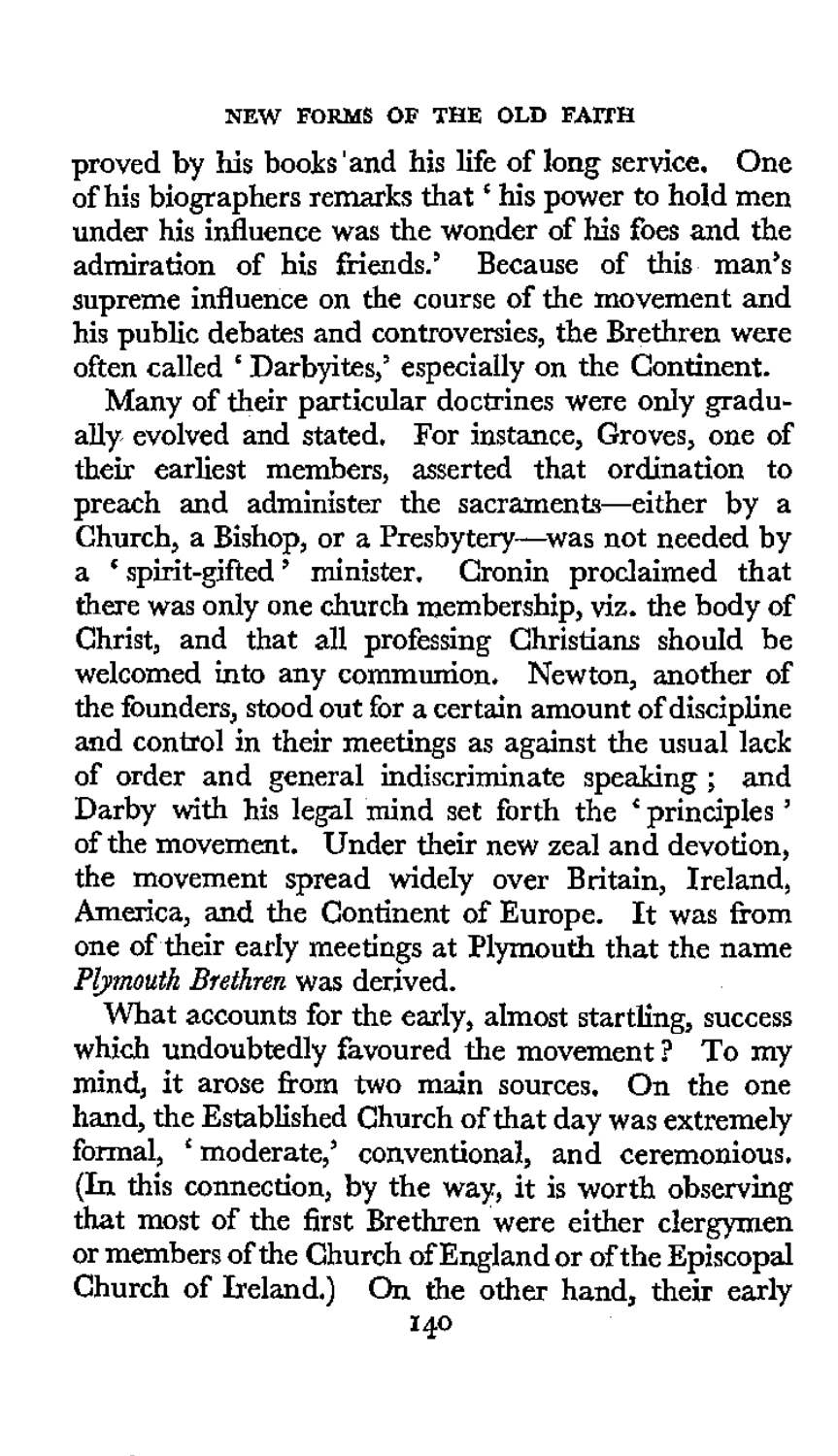proved by his books and his life of long service. One of his biographers remarks that 'his power to hold men under his influence was the wonder of his foes and the admiration of his friends.' Because of this man's supreme influence on the course of the movement and his public debates and controversies, the Brethren were often called 'Darbyites,' especially on the Continent.

Many of their particular doctrines were only gradually evolved and stated. For instance, Groves, one of their earliest members, asserted that ordination to preach and administer the sacraments—either by a Church, a Bishop, or a Presbytery—was not needed by a 'spirit-gifted' minister. Cronin proclaimed that there was only one church membership, viz. the body of Christ, and that all professing Christians should be welcomed into any communion. Newton, another of the founders, stood out for a certain amount of discipline and control in their meetings as against the usual lack of order and general indiscriminate speaking; and Darby with his legal mind set forth the 'principles' of the movement. Under their new zeal and devotion, the movement spread widely over Britain, Ireland, America, and the Continent of Europe. It was from one of their early meetings at Plymouth that the name *Plymouth Brethren* was derived.

What accounts for the early, almost startling, success which undoubtedly favoured the movement? To my mind, it arose from two main sources. On the one hand, the Established Church of that day was extremely formal, 'moderate,' conventional, and ceremonious. (In this connection, by the way, it is worth observing that most of the first Brethren were either clergymen or members of the Church of England or of the Episcopal Church of Ireland.) On the other hand, their early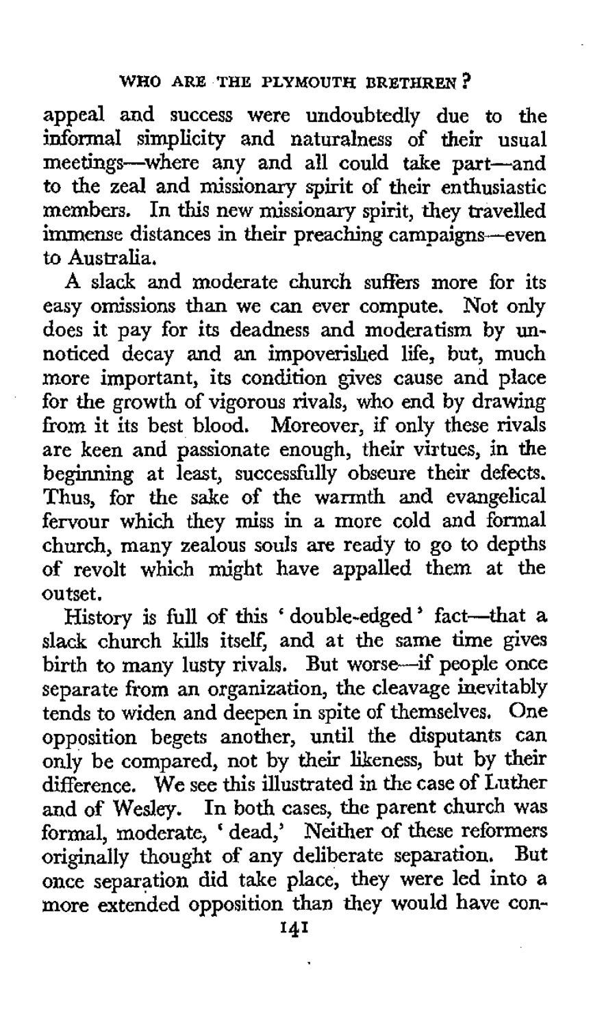appeal and success were undoubtedly due to the informal simplicity and naturalness of their usual meetings—where any and all could take part—and to the zeal and missionary spirit of their enthusiastic members. In this new missionary spirit, they travelled immense distances in their preaching campaigns—even to Australia.

A slack and moderate church suffers more for its easy omissions than we can ever compute. Not only does it pay for its deadness and moderatism by unnoticed decay and an impoverished life, but, much more important, its condition gives cause and place for the growth of vigorous rivals, who end by drawing from it its best blood. Moreover, if only these rivals are keen and passionate enough, their virtues, in the beginning at least, successfully obscure their defects. Thus, for the sake of the warmth and evangelical fervour which they miss in a more cold and formal church, many zealous souls are ready to go to depths of revolt which might have appalled them at the outset.

History is full of this 'double-edged' fact—that a slack church kills itself, and at the same time gives birth to many lusty rivals. But worse—if people once separate from an organization, the cleavage inevitably tends to widen and deepen in spite of themselves. One opposition begets another, until the disputants can only be compared, not by their likeness, but by their difference. We see this illustrated in the case of Luther and of Wesley. In both cases, the parent church was formal, moderate, 'dead,' Neither of these reformers originally thought of any deliberate separation. But once separation did take place, they were led into a more extended opposition than they would have con-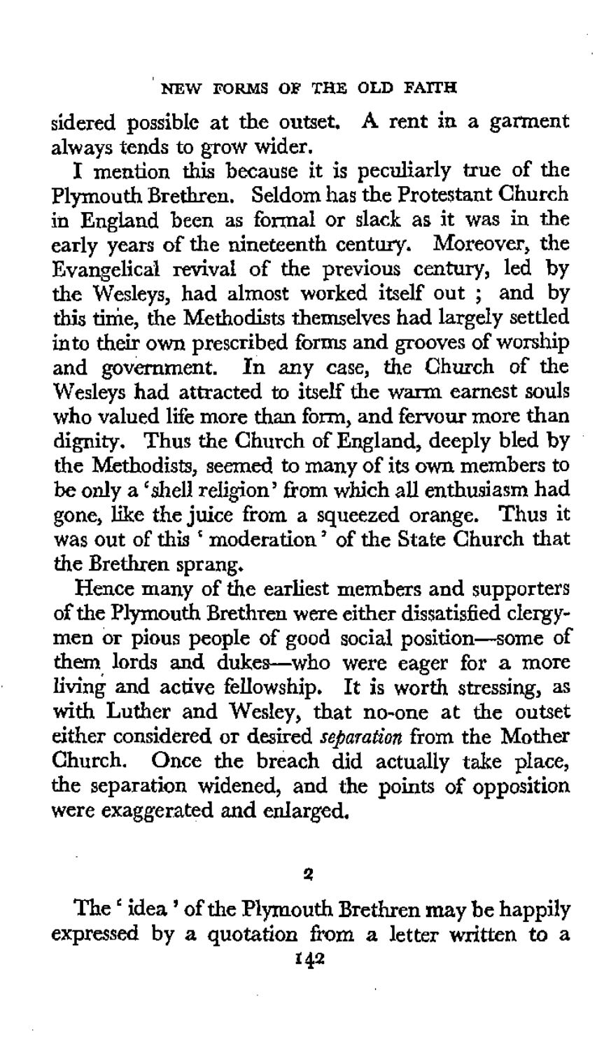sidered possible at the outset. A rent in a garment always tends to grow wider.

I mention this because it is peculiarly true of the Plymouth Brethren. Seldom has the Protestant Church in England been as formal or slack as it was in the early years of the nineteenth century. Moreover, the Evangelical revival of the previous century, led by the Wesleys, had almost worked itself out ; and by this time, the Methodists themselves had largely settled into their own prescribed forms and grooves of worship and government. In any case, the Church of the Wesleys had attracted to itself the warm earnest souls who valued life more than form, and fervour more than dignity. Thus the Church of England, deeply bled by the Methodists, seemed to many of its own members to be only a 'shell religion' from which all enthusiasm had gone, like the juice from a squeezed orange. Thus it was out of this 'moderation' of the State Church that the Brethren sprang.

Hence many of the earliest members and supporters of the Plymouth Brethren were either dissatisfied clergymen or pious people of good social position—some of them lords and dukes—who were eager for a more living and active fellowship. It is worth stressing, as with Luther and Wesley, that no-one at the outset either considered or desired *separation* from the Mother Church. Once the breach did actually take place, the separation widened, and the points of opposition were exaggerated and enlarged.

## 2

The 'idea' of the Plymouth Brethren may be happily expressed by a quotation from a letter written to a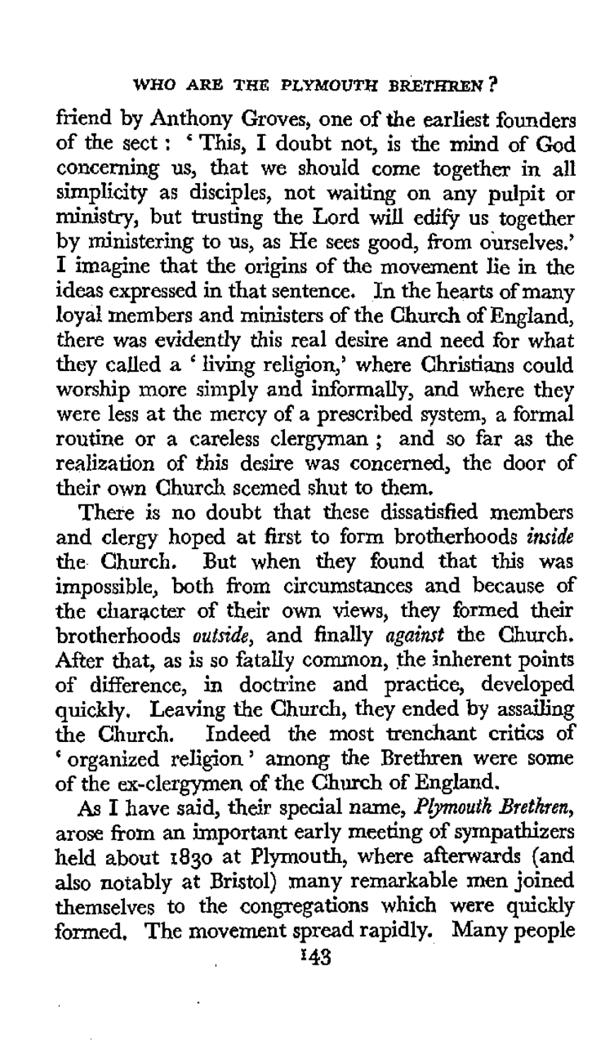friend by Anthony Groves, one of the earliest founders of the sect : ' This, I doubt not, is the mind of God concerning us, that we should come together in all simplicity as disciples, not waiting on any pulpit or ministry, but trusting the Lord will edify us together by ministering to us, as He sees good, from ourselves.' I imagine that the origins of the movement lie in the ideas expressed in that sentence. In the hearts of many loyal members and ministers of the Church of England, there was evidently this real desire and need for what they called a ' living religion,' where Christians could worship more simply and informally, and where they were less at the mercy of a prescribed system, a formal routine or a careless clergyman ; and so far as the realization of this desire was concerned, the door of their own Church seemed shut to them.

There is no doubt that these dissatisfied members and clergy hoped at first to form brotherhoods *inside* the Church. But when they found that this was impossible, both from circumstances and because of the character of their own views, they formed their brotherhoods *outside*, and finally *against* the Church. After that, as is so fatally common, the inherent points of difference, in doctrine and practice, developed quickly. Leaving the Church, they ended by assailing the Church. Indeed the most trenchant critics of ' organized religion ' among the Brethren were some of the ex-clergymen of the Church of England.

As I have said, their special name, *Plymouth Brethren*, arose from an important early meeting of sympathizers held about 1830 at Plymouth, where afterwards (and also notably at Bristol) many remarkable men joined themselves to the congregations which were quickly formed. The movement spread rapidly. Many people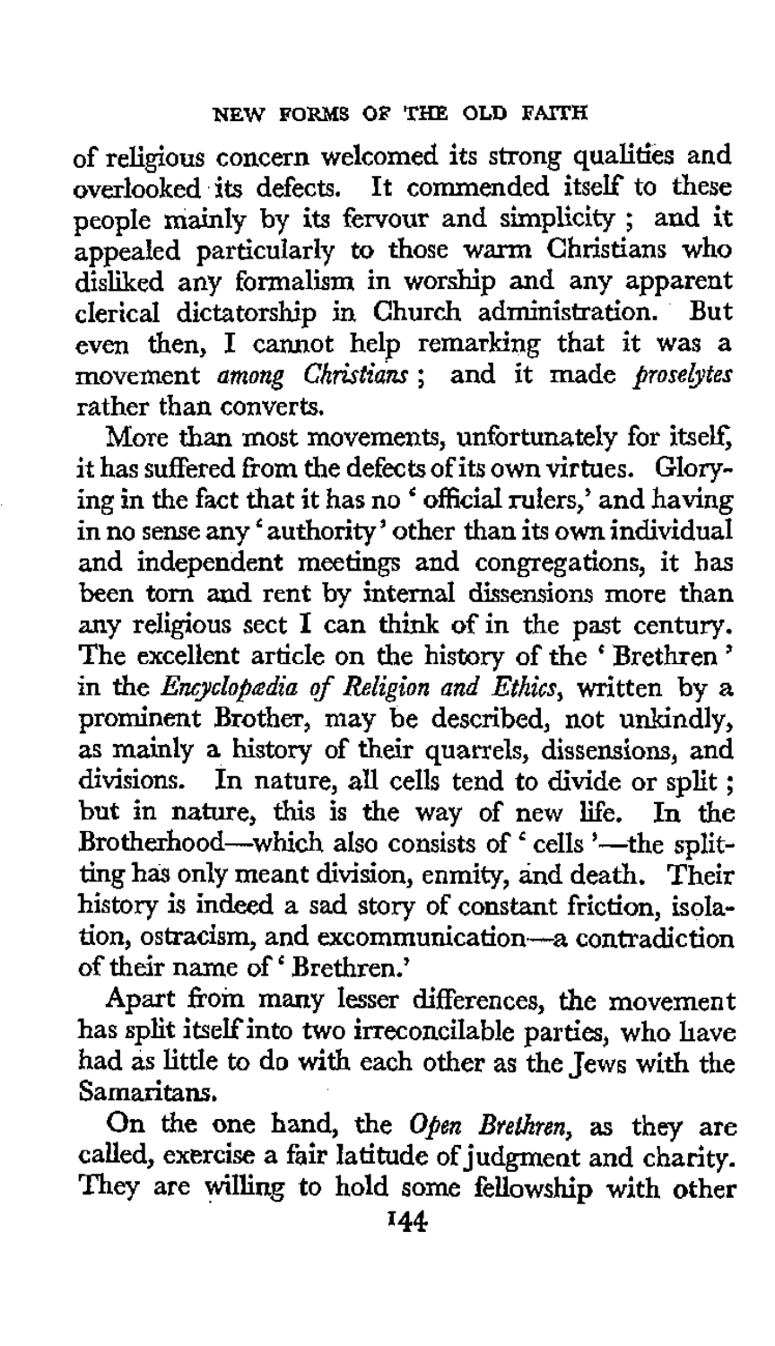of religious concern welcomed its strong qualities and overlooked its defects. It commended itself to these people mainly by its fervour and simplicity; and it appealed particularly to those warm Christians who disliked any formalism in worship and any apparent clerical dictatorship in Church administration. But even then, I cannot help remarking that it was a movement *among Christians*; and it made *proselytes* rather than converts.

More than most movements, unfortunately for itself, it has suffered from the defects of its own virtues. Glorying in the fact that it has no 'official rulers,' and having in no sense any 'authority' other than its own individual and independent meetings and congregations, it has been torn and rent by internal dissensions more than any religious sect I can think of in the past century. The excellent article on the history of the 'Brethren' in the *Encyclopædia of Religion and Ethics*, written by a prominent Brother, may be described, not unkindly, as mainly a history of their quarrels, dissensions, and divisions. In nature, all cells tend to divide or split; but in nature, this is the way of new life. In the Brotherhood—which also consists of 'cells'—the splitting has only meant division, enmity, and death. Their history is indeed a sad story of constant friction, isolation, ostracism, and excommunication—a contradiction of their name of 'Brethren.'

Apart from many lesser differences, the movement has split itself into two irreconcilable parties, who have had as little to do with each other as the Jews with the Samaritans.

On the one hand, the *Open Brethren*, as they are called, exercise a fair latitude of judgment and charity. They are willing to hold some fellowship with other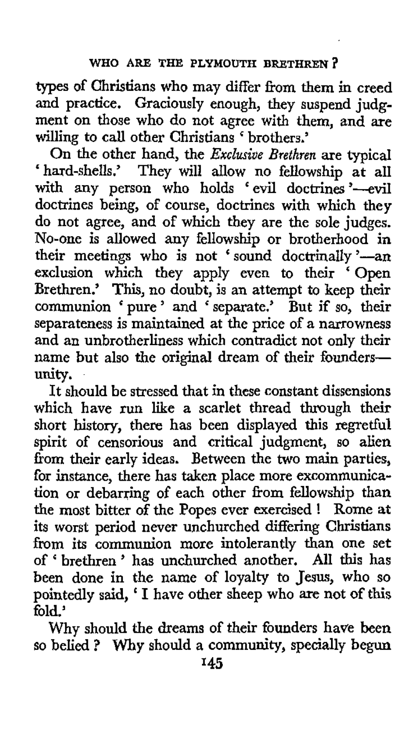types of Christians who may differ from them in creed and practice. Graciously enough, they suspend judgment on those who do not agree with them, and are willing to call other Christians 'brothers.'

On the other hand, the *Exclusive Brethren* are typical 'hard-shells.' They will allow no fellowship at all with any person who holds 'evil doctrines'—evil doctrines being, of course, doctrines with which they do not agree, and of which they are the sole judges. No-one is allowed any fellowship or brotherhood in their meetings who is not 'sound doctrinally'—an exclusion which they apply even to their 'Open Brethren.' This, no doubt, is an attempt to keep their communion 'pure' and 'separate.' But if so, their separateness is maintained at the price of a narrowness and an unbrotherliness which contradict not only their name but also the original dream of their founders—unity.

It should be stressed that in these constant dissensions which have run like a scarlet thread through their short history, there has been displayed this regretful spirit of censorious and critical judgment, so alien from their early ideas. Between the two main parties, for instance, there has taken place more excommunication or debarring of each other from fellowship than the most bitter of the Popes ever exercised! Rome at its worst period never unchurched differing Christians from its communion more intolerantly than one set of 'brethren' has unchurched another. All this has been done in the name of loyalty to Jesus, who so pointedly said, 'I have other sheep who are not of this fold.'

Why should the dreams of their founders have been so belied? Why should a community, specially begun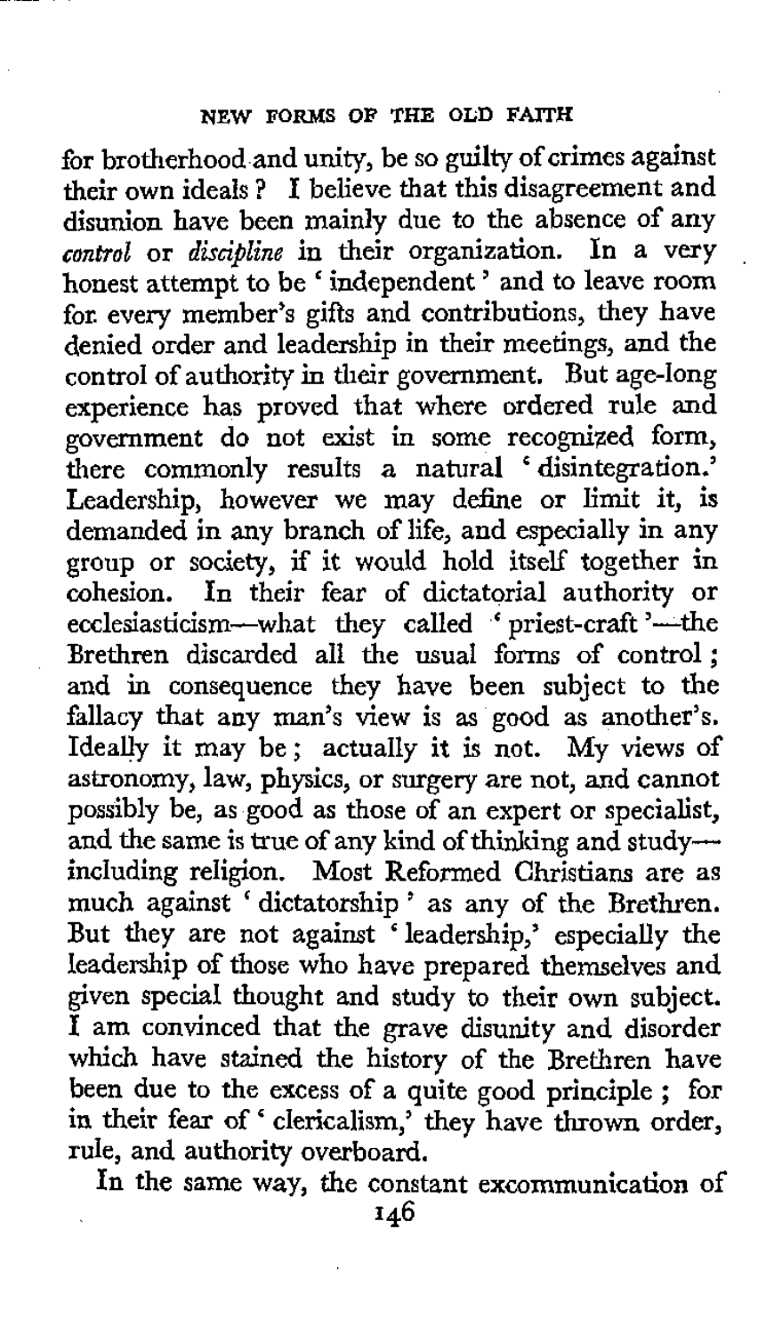for brotherhood and unity, be so guilty of crimes against their own ideals? I believe that this disagreement and disunion have been mainly due to the absence of any *control* or *discipline* in their organization. In a very honest attempt to be 'independent' and to leave room for every member's gifts and contributions, they have denied order and leadership in their meetings, and the control of authority in their government. But age-long experience has proved that where ordered rule and government do not exist in some recognized form, there commonly results a natural 'disintegration.' Leadership, however we may define or limit it, is demanded in any branch of life, and especially in any group or society, if it would hold itself together in cohesion. In their fear of dictatorial authority or ecclesiasticism—what they called 'priest-craft'—the Brethren discarded all the usual forms of control; and in consequence they have been subject to the fallacy that any man's view is as good as another's. Ideally it may be; actually it is not. My views of astronomy, law, physics, or surgery are not, and cannot possibly be, as good as those of an expert or specialist, and the same is true of any kind of thinking and study—including religion. Most Reformed Christians are as much against 'dictatorship' as any of the Brethren. But they are not against 'leadership,' especially the leadership of those who have prepared themselves and given special thought and study to their own subject. I am convinced that the grave disunity and disorder which have stained the history of the Brethren have been due to the excess of a quite good principle; for in their fear of 'clericalism,' they have thrown order, rule, and authority overboard.

In the same way, the constant excommunication of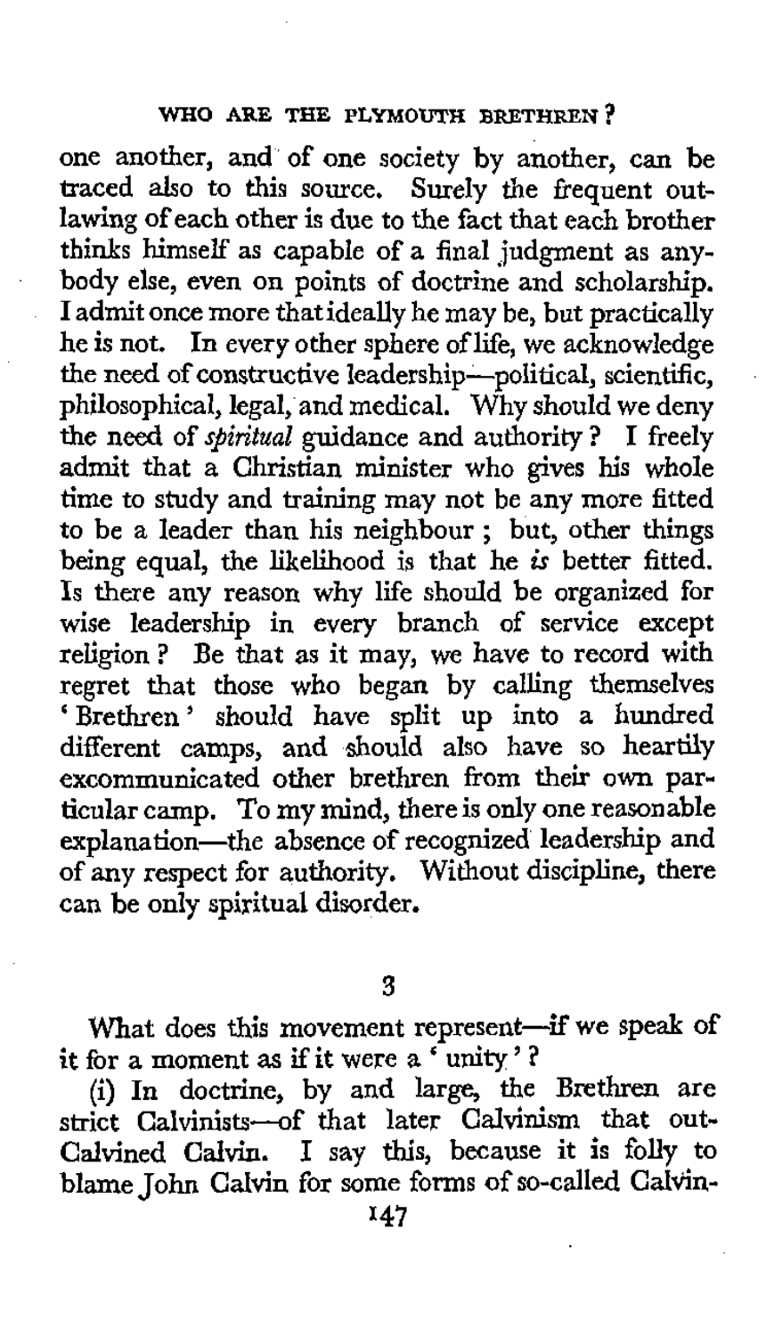one another, and of one society by another, can be traced also to this source. Surely the frequent outlawing of each other is due to the fact that each brother thinks himself as capable of a final judgment as anybody else, even on points of doctrine and scholarship. I admit once more that ideally he may be, but practically he is not. In every other sphere of life, we acknowledge the need of constructive leadership—political, scientific, philosophical, legal, and medical. Why should we deny the need of *spiritual* guidance and authority? I freely admit that a Christian minister who gives his whole time to study and training may not be any more fitted to be a leader than his neighbour; but, other things being equal, the likelihood is that he *is* better fitted. Is there any reason why life should be organized for wise leadership in every branch of service except religion? Be that as it may, we have to record with regret that those who began by calling themselves 'Brethren' should have split up into a hundred different camps, and should also have so heartily excommunicated other brethren from their own particular camp. To my mind, there is only one reasonable explanation—the absence of recognized leadership and of any respect for authority. Without discipline, there can be only spiritual disorder.

## 3

What does this movement represent—if we speak of it for a moment as if it were a 'unity'?

(i) In doctrine, by and large, the Brethren are strict Calvinists—of that later Calvinism that out-Calvined Calvin. I say this, because it is folly to blame John Calvin for some forms of so-called Calvin-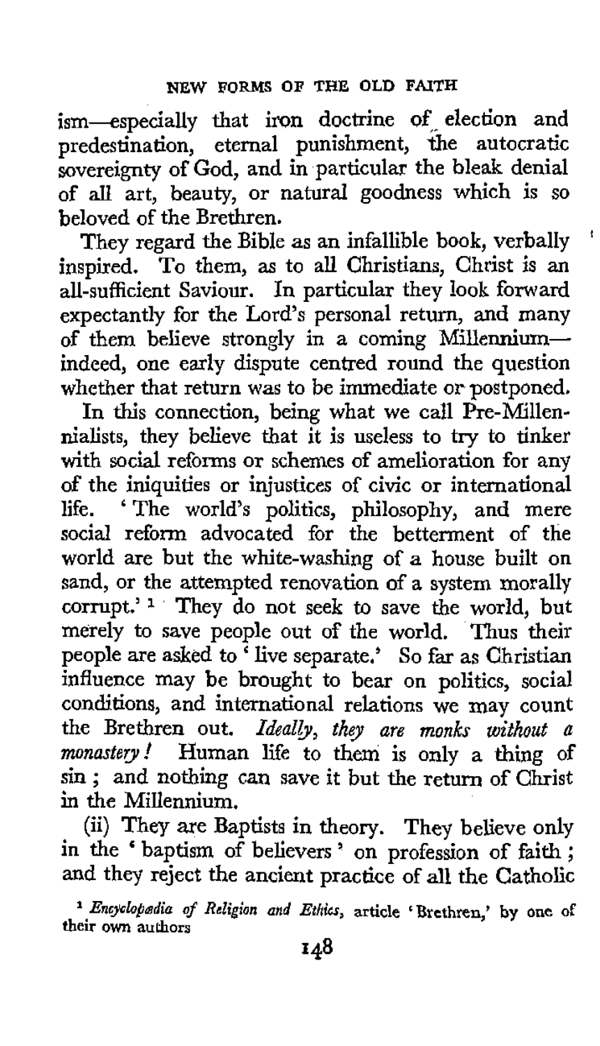ism—especially that iron doctrine of election and predestination, eternal punishment, the autocratic sovereignty of God, and in particular the bleak denial of all art, beauty, or natural goodness which is so beloved of the Brethren.

They regard the Bible as an infallible book, verbally inspired. To them, as to all Christians, Christ is an all-sufficient Saviour. In particular they look forward expectantly for the Lord's personal return, and many of them believe strongly in a coming Millennium—indeed, one early dispute centred round the question whether that return was to be immediate or postponed.

In this connection, being what we call Pre-Millennialists, they believe that it is useless to try to tinker with social reforms or schemes of amelioration for any of the iniquities or injustices of civic or international life. 'The world's politics, philosophy, and mere social reform advocated for the betterment of the world are but the white-washing of a house built on sand, or the attempted renovation of a system morally corrupt.' [1] They do not seek to save the world, but merely to save people out of the world. Thus their people are asked to 'live separate.' So far as Christian influence may be brought to bear on politics, social conditions, and international relations we may count the Brethren out. *Ideally, they are monks without a monastery!* Human life to them is only a thing of sin; and nothing can save it but the return of Christ in the Millennium.

(ii) They are Baptists in theory. They believe only in the 'baptism of believers' on profession of faith; and they reject the ancient practice of all the Catholic

[1] *Encyclopædia of Religion and Ethics*, article 'Brethren,' by one of their own authors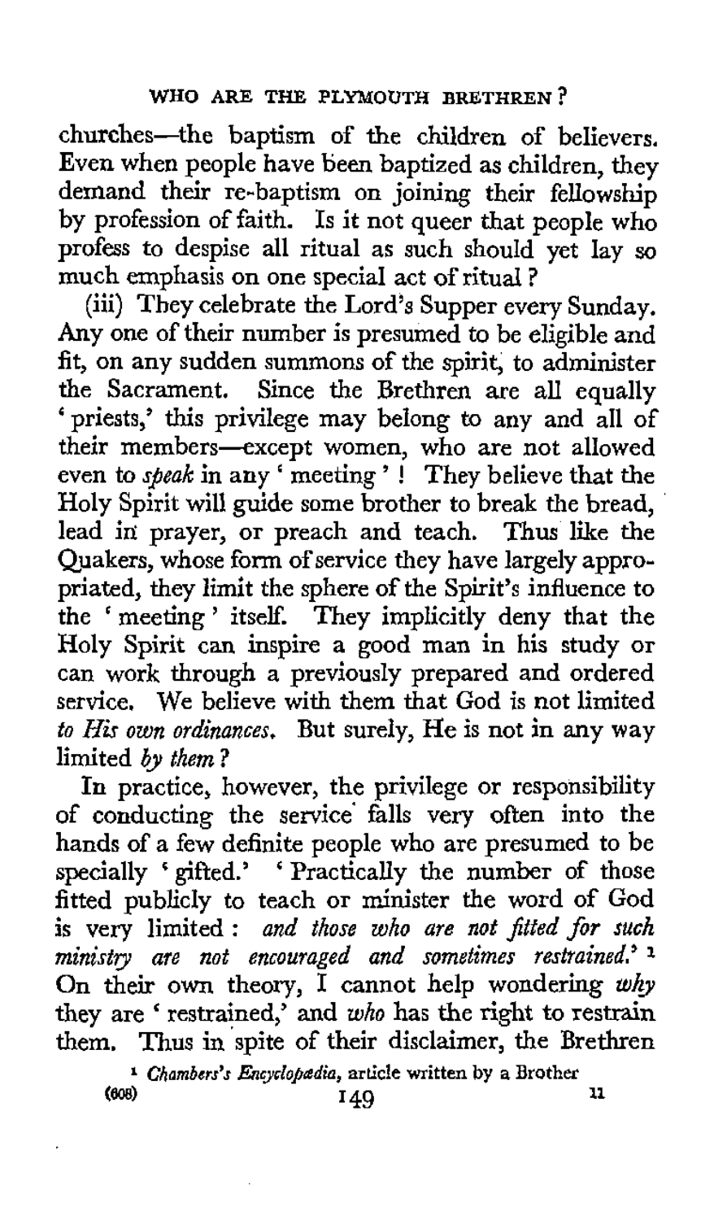churches—the baptism of the children of believers. Even when people have been baptized as children, they demand their re-baptism on joining their fellowship by profession of faith. Is it not queer that people who profess to despise all ritual as such should yet lay so much emphasis on one special act of ritual?

(iii) They celebrate the Lord's Supper every Sunday. Any one of their number is presumed to be eligible and fit, on any sudden summons of the spirit, to administer the Sacrament. Since the Brethren are all equally 'priests,' this privilege may belong to any and all of their members—except women, who are not allowed even to *speak* in any 'meeting'! They believe that the Holy Spirit will guide some brother to break the bread, lead in prayer, or preach and teach. Thus like the Quakers, whose form of service they have largely appropriated, they limit the sphere of the Spirit's influence to the 'meeting' itself. They implicitly deny that the Holy Spirit can inspire a good man in his study or can work through a previously prepared and ordered service. We believe with them that God is not limited *to His own ordinances*. But surely, He is not in any way limited *by them*?

In practice, however, the privilege or responsibility of conducting the service falls very often into the hands of a few definite people who are presumed to be specially 'gifted.' 'Practically the number of those fitted publicly to teach or minister the word of God is very limited: *and those who are not fitted for such ministry are not encouraged and sometimes restrained.*'[1] On their own theory, I cannot help wondering *why* they are 'restrained,' and *who* has the right to restrain them. Thus in spite of their disclaimer, the Brethren

[1] *Chambers's Encyclopædia*, article written by a Brother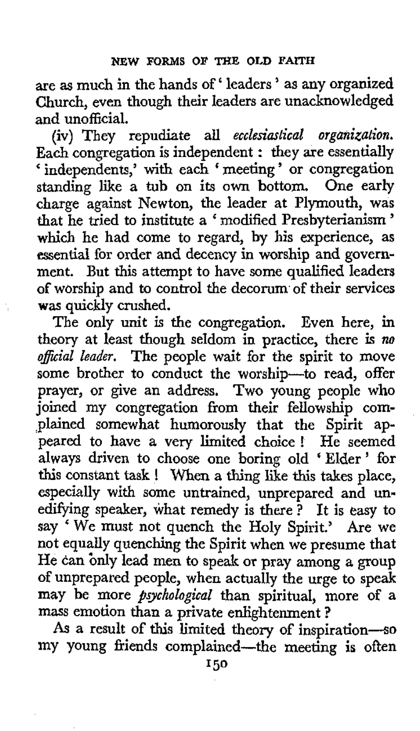are as much in the hands of ' leaders ' as any organized Church, even though their leaders are unacknowledged and unofficial.

(iv) They repudiate all *ecclesiastical organization*. Each congregation is independent : they are essentially ' independents,' with each ' meeting ' or congregation standing like a tub on its own bottom. One early charge against Newton, the leader at Plymouth, was that he tried to institute a ' modified Presbyterianism ' which he had come to regard, by his experience, as essential for order and decency in worship and government. But this attempt to have some qualified leaders of worship and to control the decorum of their services was quickly crushed.

The only unit is the congregation. Even here, in theory at least though seldom in practice, there is *no official leader*. The people wait for the spirit to move some brother to conduct the worship—to read, offer prayer, or give an address. Two young people who joined my congregation from their fellowship complained somewhat humorously that the Spirit appeared to have a very limited choice ! He seemed always driven to choose one boring old ' Elder ' for this constant task ! When a thing like this takes place, especially with some untrained, unprepared and unedifying speaker, what remedy is there ? It is easy to say ' We must not quench the Holy Spirit.' Are we not equally quenching the Spirit when we presume that He can only lead men to speak or pray among a group of unprepared people, when actually the urge to speak may be more *psychological* than spiritual, more of a mass emotion than a private enlightenment ?

As a result of this limited theory of inspiration—so my young friends complained—the meeting is often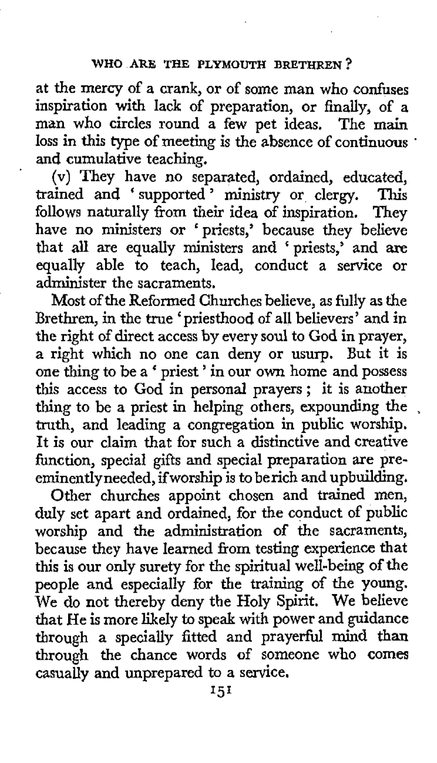at the mercy of a crank, or of some man who confuses inspiration with lack of preparation, or finally, of a man who circles round a few pet ideas. The main loss in this type of meeting is the absence of continuous and cumulative teaching.

(v) They have no separated, ordained, educated, trained and 'supported' ministry or clergy. This follows naturally from their idea of inspiration. They have no ministers or 'priests,' because they believe that all are equally ministers and 'priests,' and are equally able to teach, lead, conduct a service or administer the sacraments.

Most of the Reformed Churches believe, as fully as the Brethren, in the true 'priesthood of all believers' and in the right of direct access by every soul to God in prayer, a right which no one can deny or usurp. But it is one thing to be a 'priest' in our own home and possess this access to God in personal prayers; it is another thing to be a priest in helping others, expounding the truth, and leading a congregation in public worship. It is our claim that for such a distinctive and creative function, special gifts and special preparation are pre-eminently needed, if worship is to be rich and upbuilding.

Other churches appoint chosen and trained men, duly set apart and ordained, for the conduct of public worship and the administration of the sacraments, because they have learned from testing experience that this is our only surety for the spiritual well-being of the people and especially for the training of the young. We do not thereby deny the Holy Spirit. We believe that He is more likely to speak with power and guidance through a specially fitted and prayerful mind than through the chance words of someone who comes casually and unprepared to a service.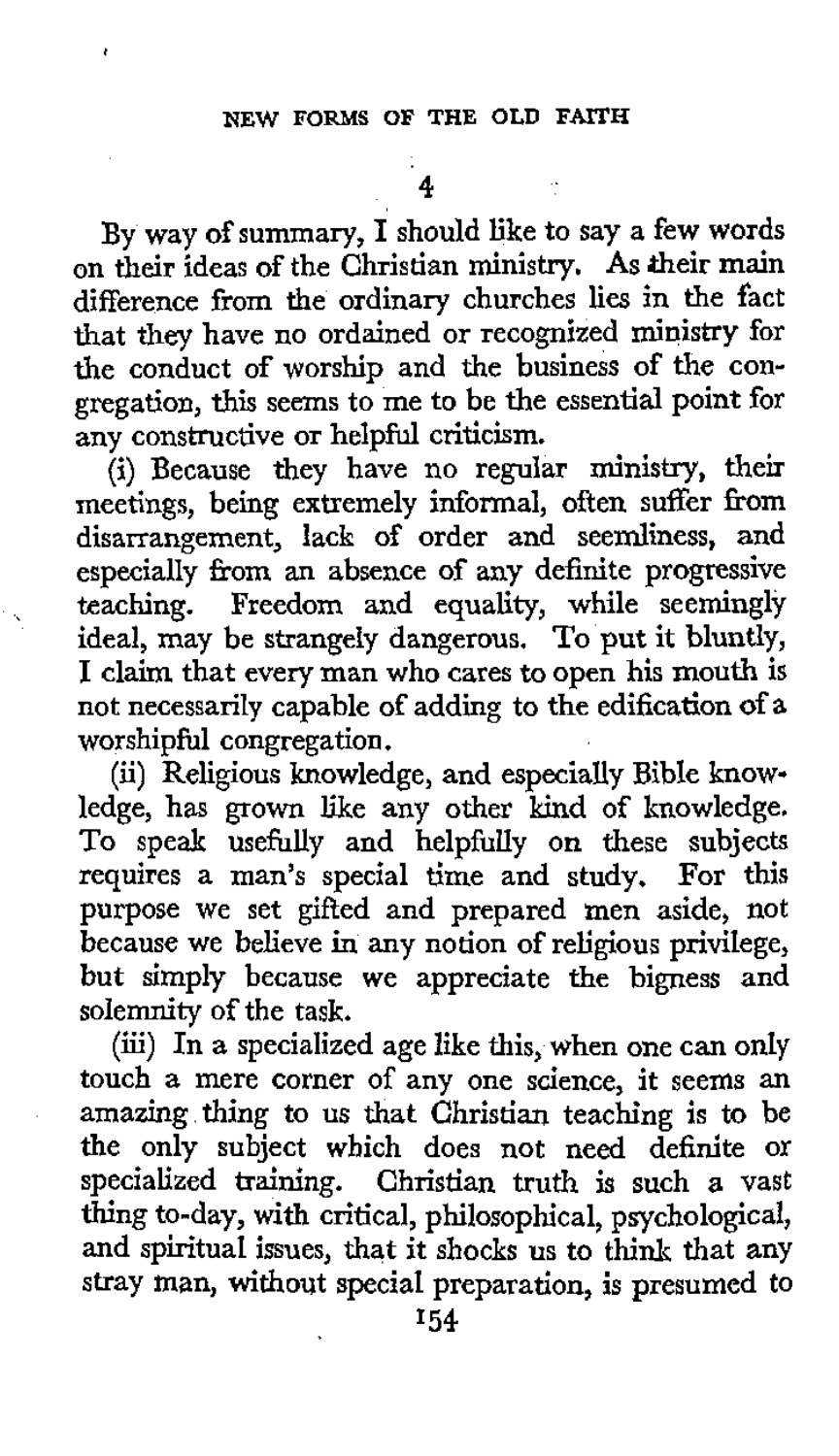## 4

By way of summary, I should like to say a few words on their ideas of the Christian ministry. As their main difference from the ordinary churches lies in the fact that they have no ordained or recognized ministry for the conduct of worship and the business of the congregation, this seems to me to be the essential point for any constructive or helpful criticism.

(i) Because they have no regular ministry, their meetings, being extremely informal, often suffer from disarrangement, lack of order and seemliness, and especially from an absence of any definite progressive teaching. Freedom and equality, while seemingly ideal, may be strangely dangerous. To put it bluntly, I claim that every man who cares to open his mouth is not necessarily capable of adding to the edification of a worshipful congregation.

(ii) Religious knowledge, and especially Bible knowledge, has grown like any other kind of knowledge. To speak usefully and helpfully on these subjects requires a man's special time and study. For this purpose we set gifted and prepared men aside, not because we believe in any notion of religious privilege, but simply because we appreciate the bigness and solemnity of the task.

(iii) In a specialized age like this, when one can only touch a mere corner of any one science, it seems an amazing thing to us that Christian teaching is to be the only subject which does not need definite or specialized training. Christian truth is such a vast thing to-day, with critical, philosophical, psychological, and spiritual issues, that it shocks us to think that any stray man, without special preparation, is presumed to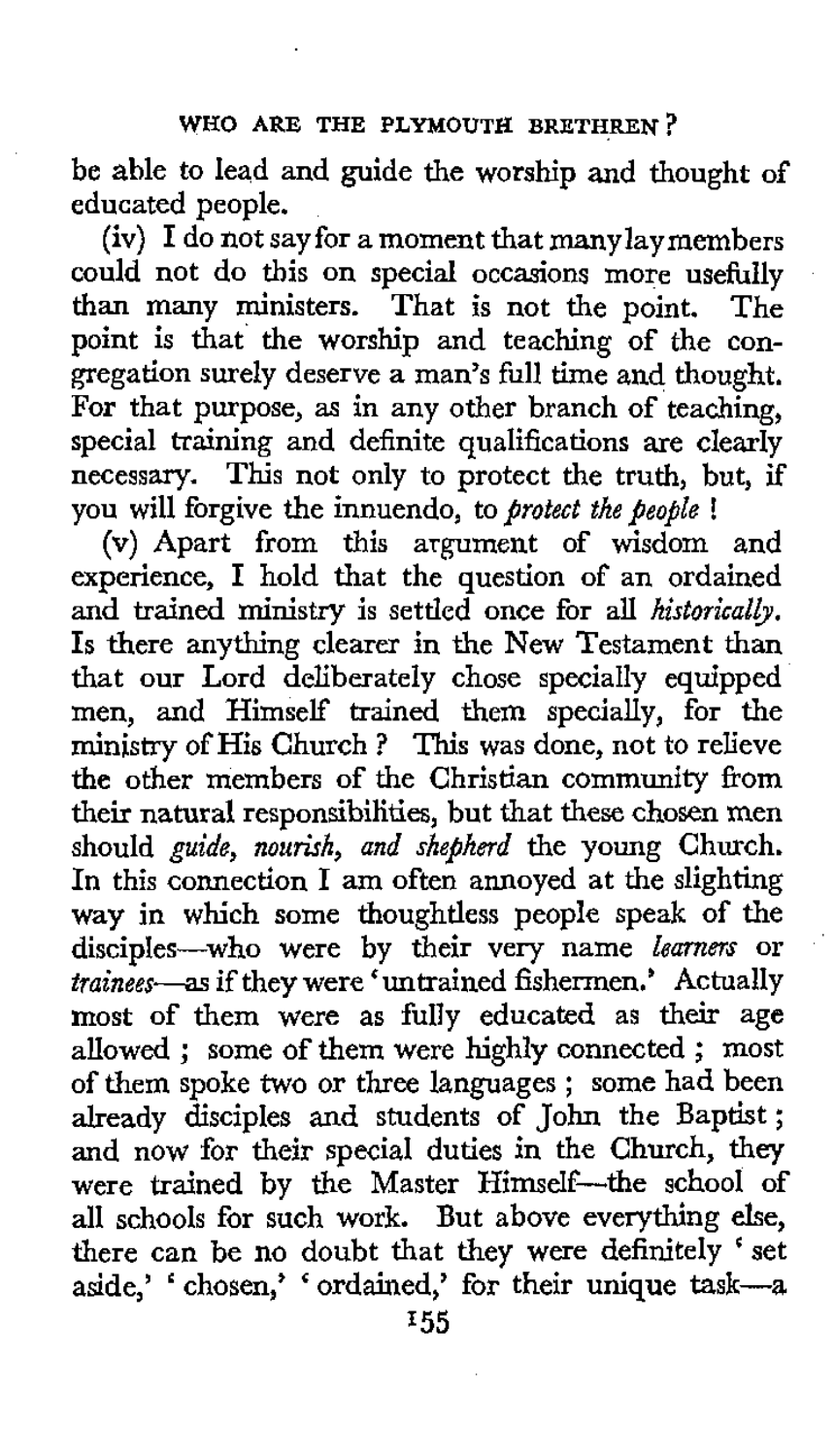be able to lead and guide the worship and thought of educated people.

(iv) I do not say for a moment that many lay members could not do this on special occasions more usefully than many ministers. That is not the point. The point is that the worship and teaching of the congregation surely deserve a man's full time and thought. For that purpose, as in any other branch of teaching, special training and definite qualifications are clearly necessary. This not only to protect the truth, but, if you will forgive the innuendo, to *protect the people* !

(v) Apart from this argument of wisdom and experience, I hold that the question of an ordained and trained ministry is settled once for all *historically*. Is there anything clearer in the New Testament than that our Lord deliberately chose specially equipped men, and Himself trained them specially, for the ministry of His Church ? This was done, not to relieve the other members of the Christian community from their natural responsibilities, but that these chosen men should *guide, nourish, and shepherd* the young Church. In this connection I am often annoyed at the slighting way in which some thoughtless people speak of the disciples—who were by their very name *learners* or *trainees*—as if they were 'untrained fishermen.' Actually most of them were as fully educated as their age allowed ; some of them were highly connected ; most of them spoke two or three languages ; some had been already disciples and students of John the Baptist ; and now for their special duties in the Church, they were trained by the Master Himself—the school of all schools for such work. But above everything else, there can be no doubt that they were definitely 'set aside,' 'chosen,' 'ordained,' for their unique task—a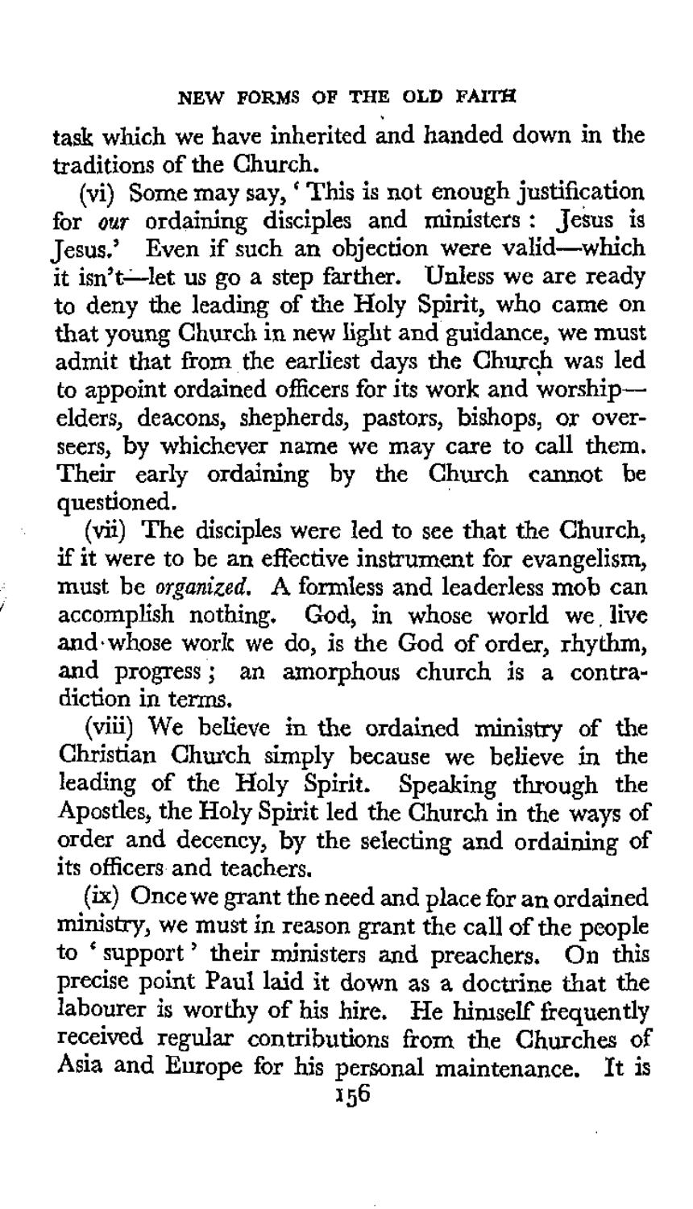task which we have inherited and handed down in the traditions of the Church.

(vi) Some may say, 'This is not enough justification for *our* ordaining disciples and ministers: Jesus is Jesus.' Even if such an objection were valid—which it isn't—let us go a step farther. Unless we are ready to deny the leading of the Holy Spirit, who came on that young Church in new light and guidance, we must admit that from the earliest days the Church was led to appoint ordained officers for its work and worship—elders, deacons, shepherds, pastors, bishops, or overseers, by whichever name we may care to call them. Their early ordaining by the Church cannot be questioned.

(vii) The disciples were led to see that the Church, if it were to be an effective instrument for evangelism, must be *organized*. A formless and leaderless mob can accomplish nothing. God, in whose world we live and whose work we do, is the God of order, rhythm, and progress; an amorphous church is a contradiction in terms.

(viii) We believe in the ordained ministry of the Christian Church simply because we believe in the leading of the Holy Spirit. Speaking through the Apostles, the Holy Spirit led the Church in the ways of order and decency, by the selecting and ordaining of its officers and teachers.

(ix) Once we grant the need and place for an ordained ministry, we must in reason grant the call of the people to 'support' their ministers and preachers. On this precise point Paul laid it down as a doctrine that the labourer is worthy of his hire. He himself frequently received regular contributions from the Churches of Asia and Europe for his personal maintenance. It is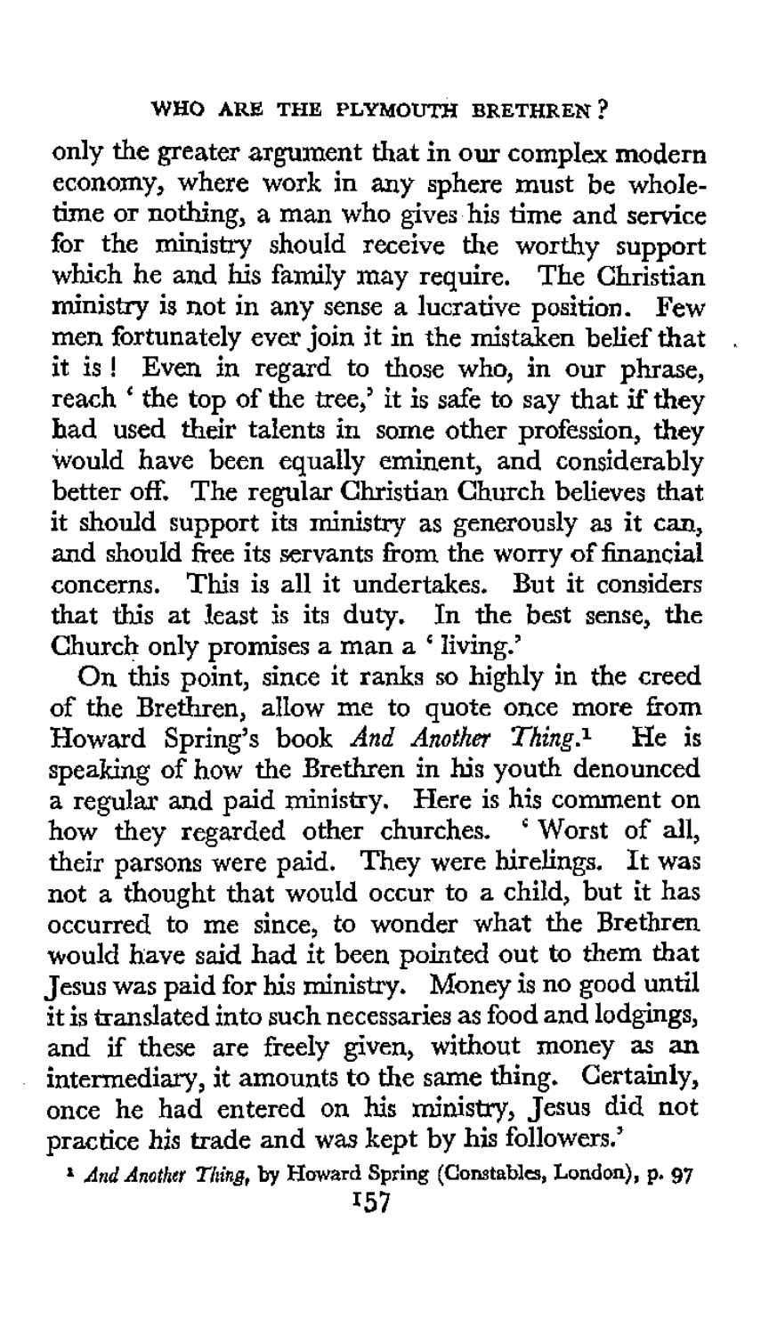only the greater argument that in our complex modern economy, where work in any sphere must be whole-time or nothing, a man who gives his time and service for the ministry should receive the worthy support which he and his family may require. The Christian ministry is not in any sense a lucrative position. Few men fortunately ever join it in the mistaken belief that it is! Even in regard to those who, in our phrase, reach 'the top of the tree,' it is safe to say that if they had used their talents in some other profession, they would have been equally eminent, and considerably better off. The regular Christian Church believes that it should support its ministry as generously as it can, and should free its servants from the worry of financial concerns. This is all it undertakes. But it considers that this at least is its duty. In the best sense, the Church only promises a man a 'living.'

On this point, since it ranks so highly in the creed of the Brethren, allow me to quote once more from Howard Spring's book *And Another Thing*.[1] He is speaking of how the Brethren in his youth denounced a regular and paid ministry. Here is his comment on how they regarded other churches. 'Worst of all, their parsons were paid. They were hirelings. It was not a thought that would occur to a child, but it has occurred to me since, to wonder what the Brethren would have said had it been pointed out to them that Jesus was paid for his ministry. Money is no good until it is translated into such necessaries as food and lodgings, and if these are freely given, without money as an intermediary, it amounts to the same thing. Certainly, once he had entered on his ministry, Jesus did not practice his trade and was kept by his followers.'

[1] *And Another Thing*, by Howard Spring (Constables, London), p. 97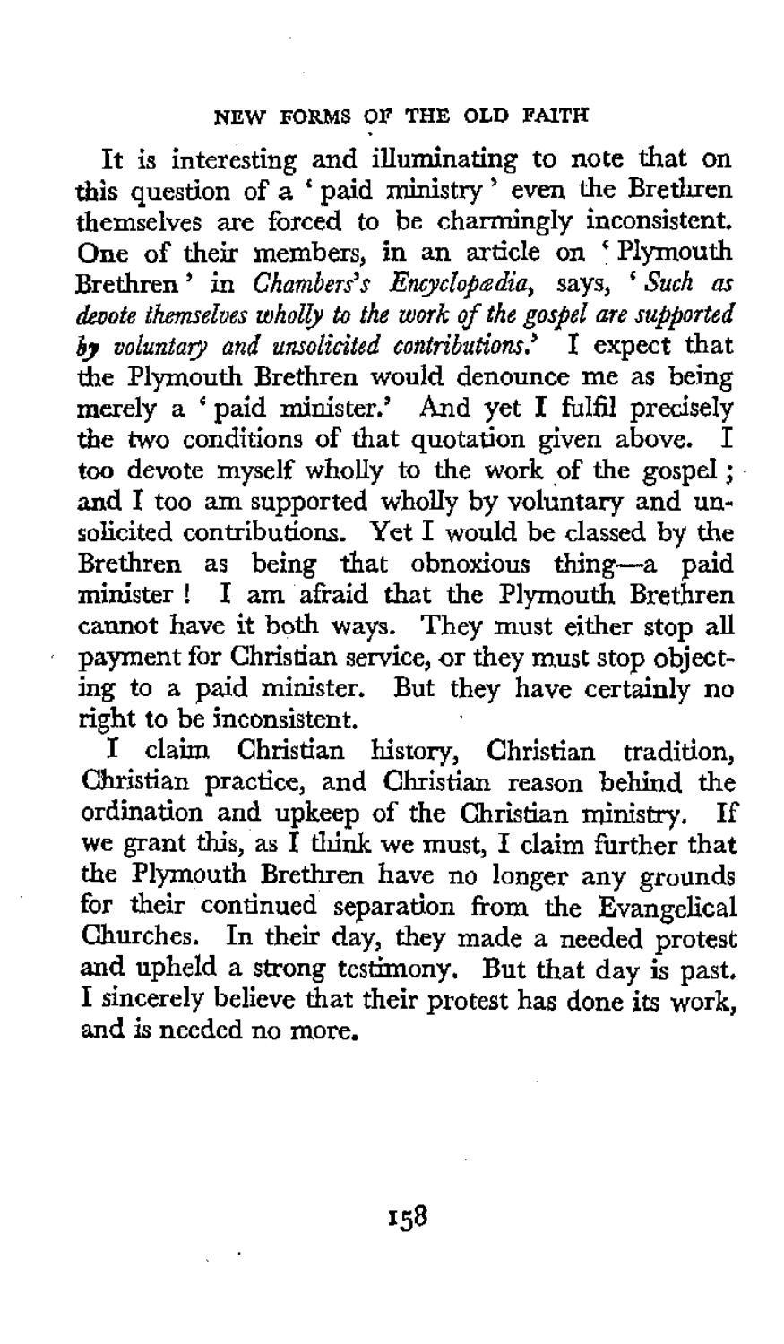It is interesting and illuminating to note that on this question of a 'paid ministry' even the Brethren themselves are forced to be charmingly inconsistent. One of their members, in an article on 'Plymouth Brethren' in *Chambers's Encyclopædia*, says, '*Such as devote themselves wholly to the work of the gospel are supported by voluntary and unsolicited contributions.*' I expect that the Plymouth Brethren would denounce me as being merely a 'paid minister.' And yet I fulfil precisely the two conditions of that quotation given above. I too devote myself wholly to the work of the gospel; and I too am supported wholly by voluntary and unsolicited contributions. Yet I would be classed by the Brethren as being that obnoxious thing—a paid minister! I am afraid that the Plymouth Brethren cannot have it both ways. They must either stop all payment for Christian service, or they must stop objecting to a paid minister. But they have certainly no right to be inconsistent.

I claim Christian history, Christian tradition, Christian practice, and Christian reason behind the ordination and upkeep of the Christian ministry. If we grant this, as I think we must, I claim further that the Plymouth Brethren have no longer any grounds for their continued separation from the Evangelical Churches. In their day, they made a needed protest and upheld a strong testimony. But that day is past. I sincerely believe that their protest has done its work, and is needed no more.